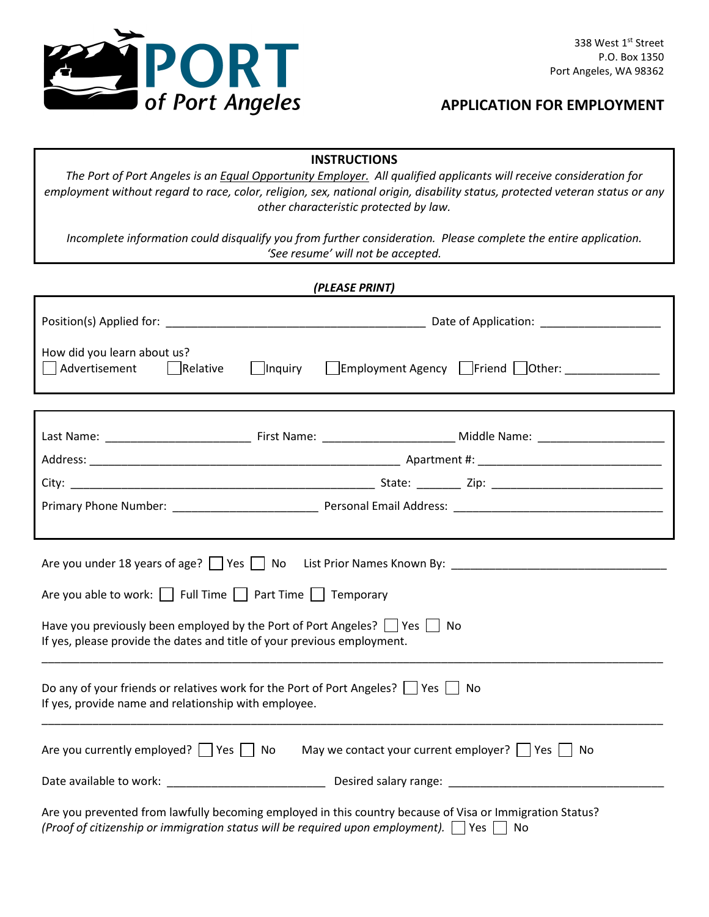# PORT of Port Angeles

338 West 1st Street
P.O. Box 1350
Port Angeles, WA 98362

## APPLICATION FOR EMPLOYMENT

**INSTRUCTIONS**

*The Port of Port Angeles is an Equal Opportunity Employer. All qualified applicants will receive consideration for employment without regard to race, color, religion, sex, national origin, disability status, protected veteran status or any other characteristic protected by law.*

*Incomplete information could disqualify you from further consideration. Please complete the entire application. 'See resume' will not be accepted.*

***(PLEASE PRINT)***

Position(s) Applied for: ________________________________________ Date of Application: __________________

How did you learn about us?
☐ Advertisement ☐ Relative ☐ Inquiry ☐ Employment Agency ☐ Friend ☐ Other: ______________

Last Name: ______________________ First Name: ____________________ Middle Name: ____________________

Address: ______________________________________________ Apartment #: ____________________________

City: ______________________________________________ State: _______ Zip: __________________________

Primary Phone Number: ______________________ Personal Email Address: ________________________________

Are you under 18 years of age? ☐ Yes ☐ No List Prior Names Known By: ________________________________

Are you able to work: ☐ Full Time ☐ Part Time ☐ Temporary

Have you previously been employed by the Port of Port Angeles? ☐ Yes ☐ No
If yes, please provide the dates and title of your previous employment.

______________________________________________________________________________________________

Do any of your friends or relatives work for the Port of Port Angeles? ☐ Yes ☐ No
If yes, provide name and relationship with employee.

______________________________________________________________________________________________

Are you currently employed? ☐ Yes ☐ No May we contact your current employer? ☐ Yes ☐ No

Date available to work: ________________________ Desired salary range: ________________________________

Are you prevented from lawfully becoming employed in this country because of Visa or Immigration Status?
*(Proof of citizenship or immigration status will be required upon employment).* ☐ Yes ☐ No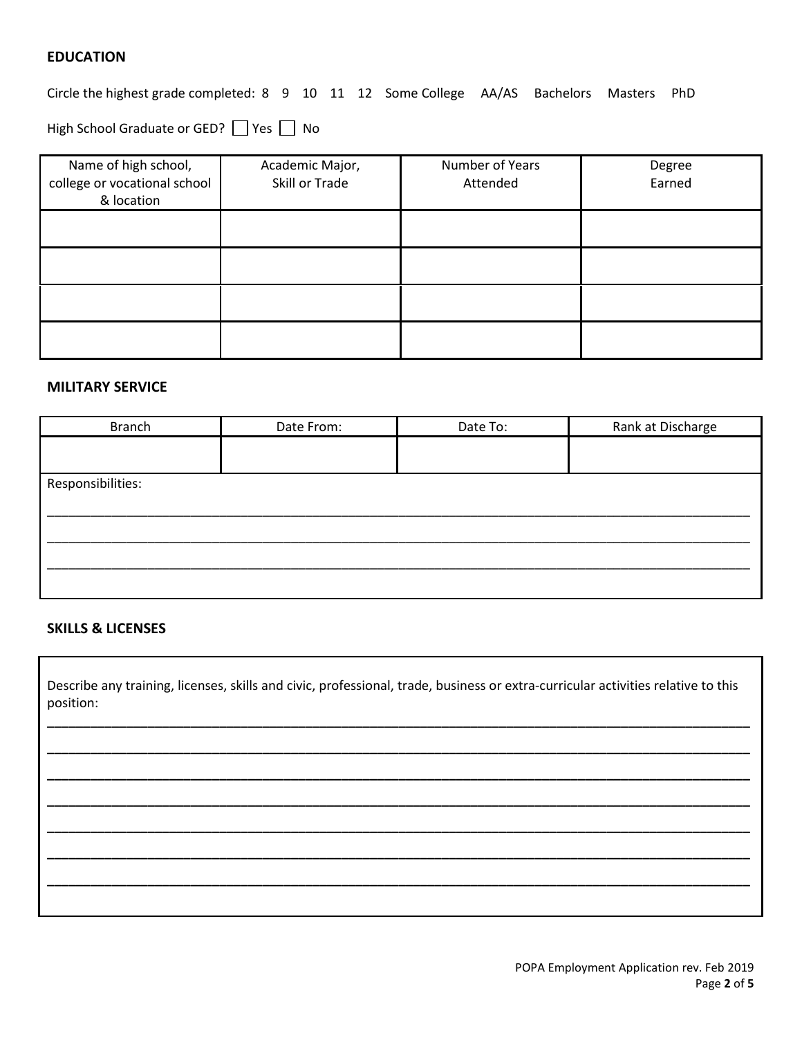## EDUCATION

Circle the highest grade completed: 8 9 10 11 12 Some College AA/AS Bachelors Masters PhD

High School Graduate or GED? ☐ Yes ☐ No

| Name of high school, college or vocational school & location | Academic Major, Skill or Trade | Number of Years Attended | Degree Earned |
|---|---|---|---|
| | | | |
| | | | |
| | | | |
| | | | |

## MILITARY SERVICE

| Branch | Date From: | Date To: | Rank at Discharge |
|---|---|---|---|
| | | | |

Responsibilities:

_______________________________________________________________________________________________

_______________________________________________________________________________________________

_______________________________________________________________________________________________

## SKILLS & LICENSES

Describe any training, licenses, skills and civic, professional, trade, business or extra-curricular activities relative to this position:

_______________________________________________________________________________________________

_______________________________________________________________________________________________

_______________________________________________________________________________________________

_______________________________________________________________________________________________

_______________________________________________________________________________________________

_______________________________________________________________________________________________

_______________________________________________________________________________________________

POPA Employment Application rev. Feb 2019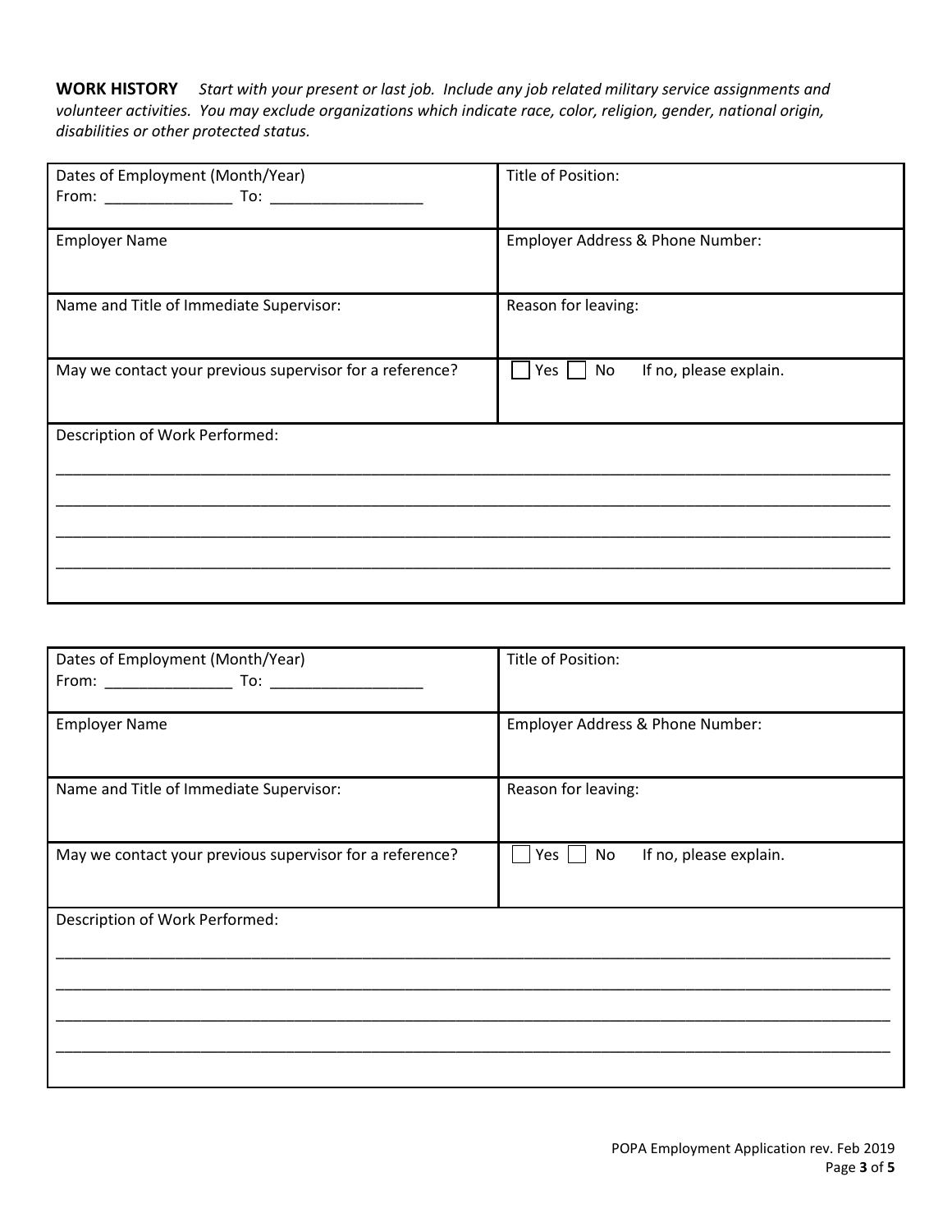**WORK HISTORY** *Start with your present or last job. Include any job related military service assignments and volunteer activities. You may exclude organizations which indicate race, color, religion, gender, national origin, disabilities or other protected status.*

| Dates of Employment (Month/Year)<br>From: _______________ To: __________________ | Title of Position: |
|---|---|
| Employer Name | Employer Address & Phone Number: |
| Name and Title of Immediate Supervisor: | Reason for leaving: |
| May we contact your previous supervisor for a reference? | ☐ Yes ☐ No If no, please explain. |
| Description of Work Performed:<br>______________________________________________________________________________<br>______________________________________________________________________________<br>______________________________________________________________________________<br>______________________________________________________________________________ | |

| Dates of Employment (Month/Year)<br>From: _______________ To: __________________ | Title of Position: |
|---|---|
| Employer Name | Employer Address & Phone Number: |
| Name and Title of Immediate Supervisor: | Reason for leaving: |
| May we contact your previous supervisor for a reference? | ☐ Yes ☐ No If no, please explain. |
| Description of Work Performed:<br>______________________________________________________________________________<br>______________________________________________________________________________<br>______________________________________________________________________________<br>______________________________________________________________________________ | |

POPA Employment Application rev. Feb 2019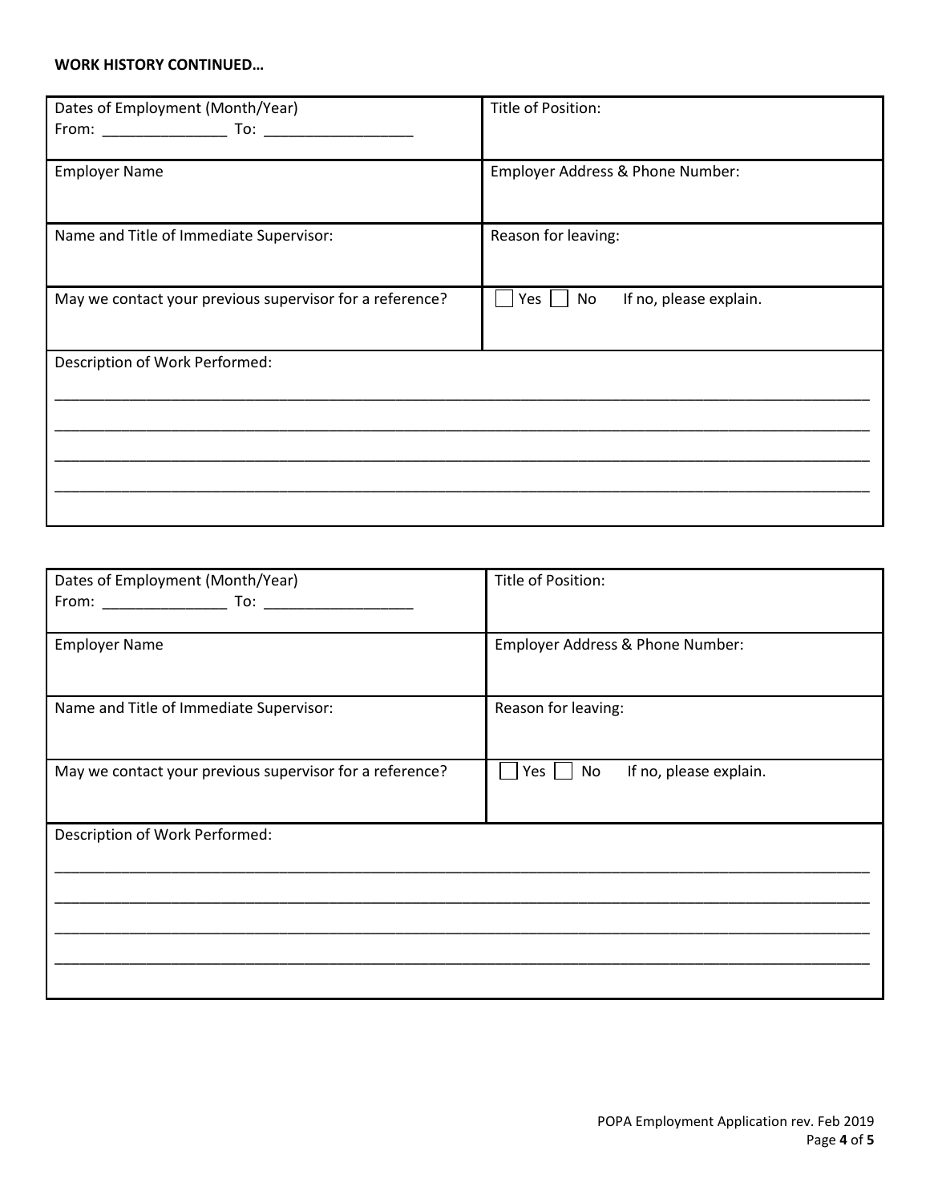**WORK HISTORY CONTINUED…**

| Dates of Employment (Month/Year)<br>From: _______________ To: __________________ | Title of Position: |
|---|---|
| Employer Name | Employer Address & Phone Number: |
| Name and Title of Immediate Supervisor: | Reason for leaving: |
| May we contact your previous supervisor for a reference? | ☐ Yes ☐ No If no, please explain. |
| Description of Work Performed:<br>_______________________________________________<br>_______________________________________________<br>_______________________________________________<br>_______________________________________________ | |

| Dates of Employment (Month/Year)<br>From: _______________ To: __________________ | Title of Position: |
|---|---|
| Employer Name | Employer Address & Phone Number: |
| Name and Title of Immediate Supervisor: | Reason for leaving: |
| May we contact your previous supervisor for a reference? | ☐ Yes ☐ No If no, please explain. |
| Description of Work Performed:<br>_______________________________________________<br>_______________________________________________<br>_______________________________________________<br>_______________________________________________ | |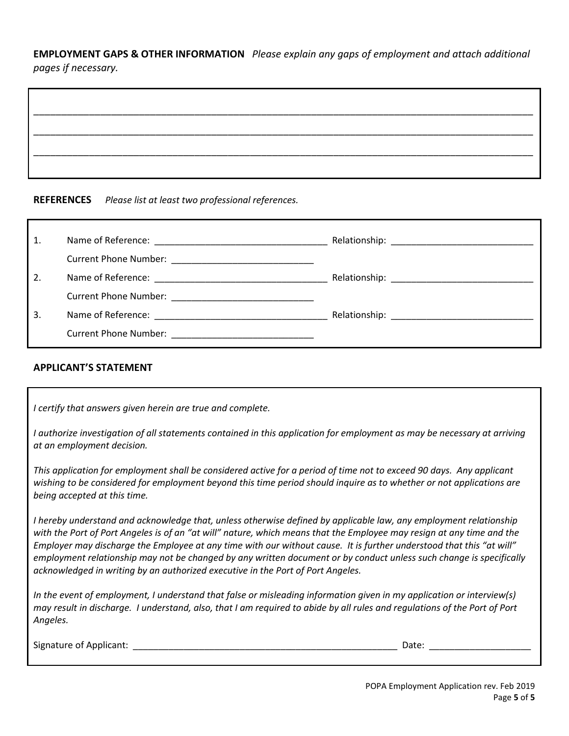**EMPLOYMENT GAPS & OTHER INFORMATION** *Please explain any gaps of employment and attach additional pages if necessary.*

\_\_\_\_\_\_\_\_\_\_\_\_\_\_\_\_\_\_\_\_\_\_\_\_\_\_\_\_\_\_\_\_\_\_\_\_\_\_\_\_\_\_\_\_\_\_\_\_\_\_\_\_\_\_\_\_\_\_\_\_\_\_\_\_\_\_\_\_\_\_\_\_\_\_\_\_\_\_

\_\_\_\_\_\_\_\_\_\_\_\_\_\_\_\_\_\_\_\_\_\_\_\_\_\_\_\_\_\_\_\_\_\_\_\_\_\_\_\_\_\_\_\_\_\_\_\_\_\_\_\_\_\_\_\_\_\_\_\_\_\_\_\_\_\_\_\_\_\_\_\_\_\_\_\_\_\_

\_\_\_\_\_\_\_\_\_\_\_\_\_\_\_\_\_\_\_\_\_\_\_\_\_\_\_\_\_\_\_\_\_\_\_\_\_\_\_\_\_\_\_\_\_\_\_\_\_\_\_\_\_\_\_\_\_\_\_\_\_\_\_\_\_\_\_\_\_\_\_\_\_\_\_\_\_\_

**REFERENCES** *Please list at least two professional references.*

1. Name of Reference: \_\_\_\_\_\_\_\_\_\_\_\_\_\_\_\_\_\_\_\_\_\_\_\_\_\_\_\_\_\_ Relationship: \_\_\_\_\_\_\_\_\_\_\_\_\_\_\_\_\_\_\_\_\_\_\_\_\_\_\_\_

   Current Phone Number: \_\_\_\_\_\_\_\_\_\_\_\_\_\_\_\_\_\_\_\_\_\_\_\_\_\_\_\_

2. Name of Reference: \_\_\_\_\_\_\_\_\_\_\_\_\_\_\_\_\_\_\_\_\_\_\_\_\_\_\_\_\_\_ Relationship: \_\_\_\_\_\_\_\_\_\_\_\_\_\_\_\_\_\_\_\_\_\_\_\_\_\_\_\_

   Current Phone Number: \_\_\_\_\_\_\_\_\_\_\_\_\_\_\_\_\_\_\_\_\_\_\_\_\_\_\_\_

3. Name of Reference: \_\_\_\_\_\_\_\_\_\_\_\_\_\_\_\_\_\_\_\_\_\_\_\_\_\_\_\_\_\_ Relationship: \_\_\_\_\_\_\_\_\_\_\_\_\_\_\_\_\_\_\_\_\_\_\_\_\_\_\_\_

   Current Phone Number: \_\_\_\_\_\_\_\_\_\_\_\_\_\_\_\_\_\_\_\_\_\_\_\_\_\_\_\_

**APPLICANT'S STATEMENT**

*I certify that answers given herein are true and complete.*

*I authorize investigation of all statements contained in this application for employment as may be necessary at arriving at an employment decision.*

*This application for employment shall be considered active for a period of time not to exceed 90 days. Any applicant wishing to be considered for employment beyond this time period should inquire as to whether or not applications are being accepted at this time.*

*I hereby understand and acknowledge that, unless otherwise defined by applicable law, any employment relationship with the Port of Port Angeles is of an "at will" nature, which means that the Employee may resign at any time and the Employer may discharge the Employee at any time with our without cause. It is further understood that this "at will" employment relationship may not be changed by any written document or by conduct unless such change is specifically acknowledged in writing by an authorized executive in the Port of Port Angeles.*

*In the event of employment, I understand that false or misleading information given in my application or interview(s) may result in discharge. I understand, also, that I am required to abide by all rules and regulations of the Port of Port Angeles.*

Signature of Applicant: \_\_\_\_\_\_\_\_\_\_\_\_\_\_\_\_\_\_\_\_\_\_\_\_\_\_\_\_\_\_\_\_\_\_\_\_\_\_\_\_\_\_\_\_\_\_\_\_ Date: \_\_\_\_\_\_\_\_\_\_\_\_\_\_\_\_\_\_\_\_

POPA Employment Application rev. Feb 2019